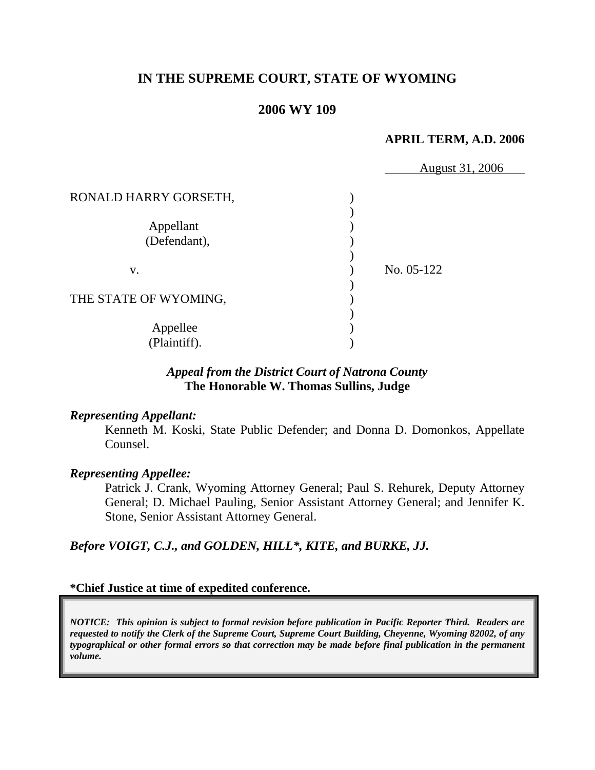**IN THE SUPREME COURT, STATE OF WYOMING**

**2006 WY 109**

**APRIL TERM, A.D. 2006**

August 31, 2006

RONALD HARRY GORSETH,

Appellant (Defendant),

v.

THE STATE OF WYOMING,

Appellee (Plaintiff).

No. 05-122

***Appeal from the District Court of Natrona County***
**The Honorable W. Thomas Sullins, Judge**

***Representing Appellant:***

Kenneth M. Koski, State Public Defender; and Donna D. Domonkos, Appellate Counsel.

***Representing Appellee:***

Patrick J. Crank, Wyoming Attorney General; Paul S. Rehurek, Deputy Attorney General; D. Michael Pauling, Senior Assistant Attorney General; and Jennifer K. Stone, Senior Assistant Attorney General.

***Before VOIGT, C.J., and GOLDEN, HILL\*, KITE, and BURKE, JJ.***

**\*Chief Justice at time of expedited conference.**

***NOTICE: This opinion is subject to formal revision before publication in Pacific Reporter Third. Readers are requested to notify the Clerk of the Supreme Court, Supreme Court Building, Cheyenne, Wyoming 82002, of any typographical or other formal errors so that correction may be made before final publication in the permanent volume.***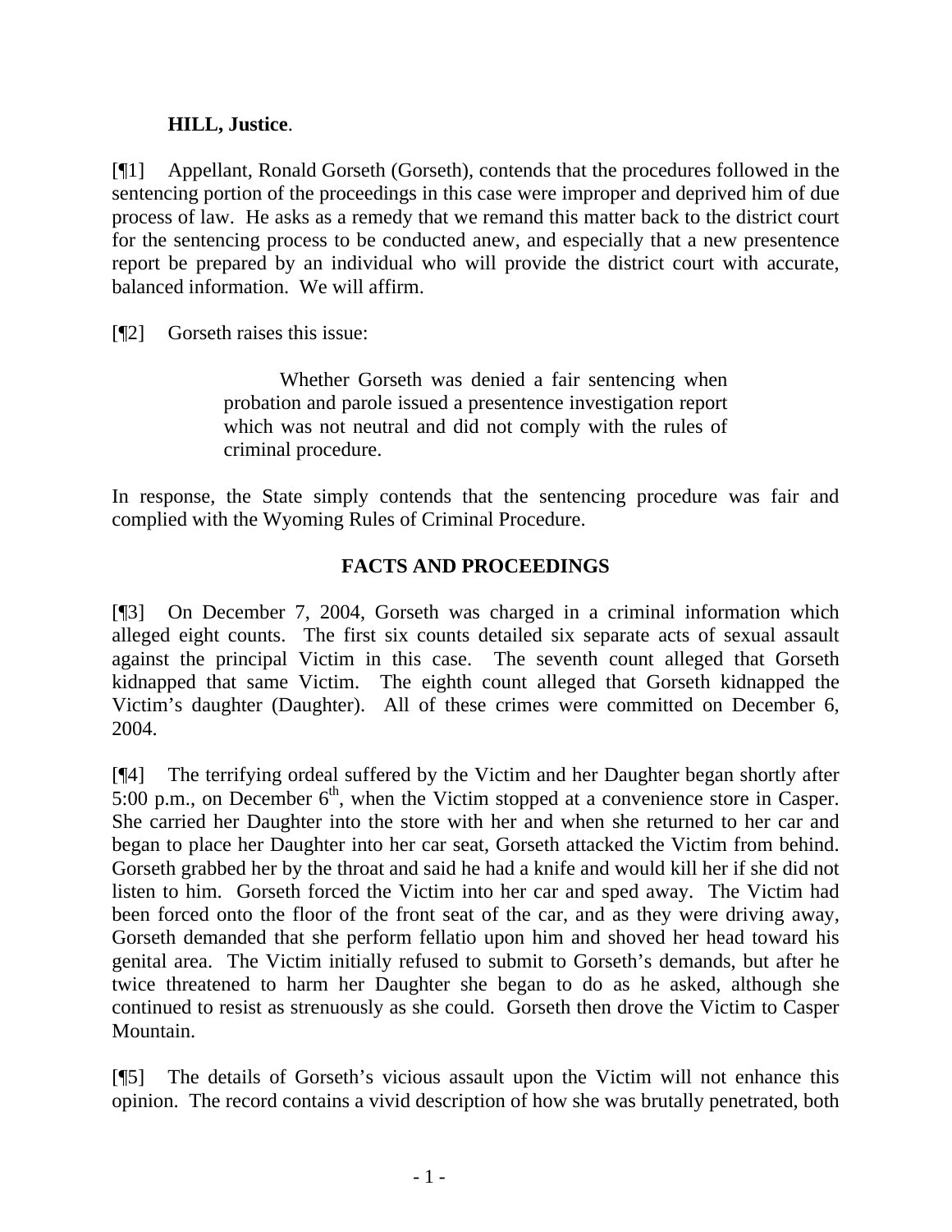**HILL, Justice**.

[¶1] Appellant, Ronald Gorseth (Gorseth), contends that the procedures followed in the sentencing portion of the proceedings in this case were improper and deprived him of due process of law. He asks as a remedy that we remand this matter back to the district court for the sentencing process to be conducted anew, and especially that a new presentence report be prepared by an individual who will provide the district court with accurate, balanced information. We will affirm.

[¶2] Gorseth raises this issue:

> Whether Gorseth was denied a fair sentencing when probation and parole issued a presentence investigation report which was not neutral and did not comply with the rules of criminal procedure.

In response, the State simply contends that the sentencing procedure was fair and complied with the Wyoming Rules of Criminal Procedure.

## FACTS AND PROCEEDINGS

[¶3] On December 7, 2004, Gorseth was charged in a criminal information which alleged eight counts. The first six counts detailed six separate acts of sexual assault against the principal Victim in this case. The seventh count alleged that Gorseth kidnapped that same Victim. The eighth count alleged that Gorseth kidnapped the Victim's daughter (Daughter). All of these crimes were committed on December 6, 2004.

[¶4] The terrifying ordeal suffered by the Victim and her Daughter began shortly after 5:00 p.m., on December 6th, when the Victim stopped at a convenience store in Casper. She carried her Daughter into the store with her and when she returned to her car and began to place her Daughter into her car seat, Gorseth attacked the Victim from behind. Gorseth grabbed her by the throat and said he had a knife and would kill her if she did not listen to him. Gorseth forced the Victim into her car and sped away. The Victim had been forced onto the floor of the front seat of the car, and as they were driving away, Gorseth demanded that she perform fellatio upon him and shoved her head toward his genital area. The Victim initially refused to submit to Gorseth's demands, but after he twice threatened to harm her Daughter she began to do as he asked, although she continued to resist as strenuously as she could. Gorseth then drove the Victim to Casper Mountain.

[¶5] The details of Gorseth's vicious assault upon the Victim will not enhance this opinion. The record contains a vivid description of how she was brutally penetrated, both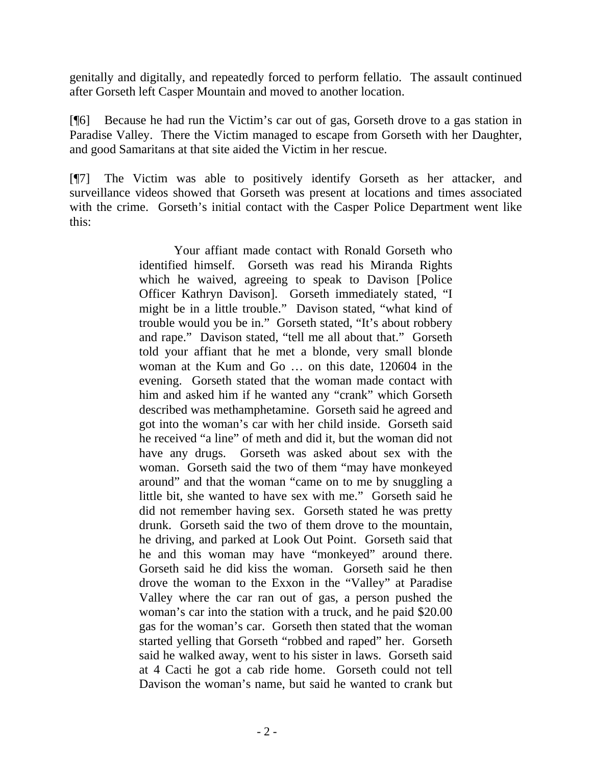genitally and digitally, and repeatedly forced to perform fellatio. The assault continued after Gorseth left Casper Mountain and moved to another location.

[¶6] Because he had run the Victim's car out of gas, Gorseth drove to a gas station in Paradise Valley. There the Victim managed to escape from Gorseth with her Daughter, and good Samaritans at that site aided the Victim in her rescue.

[¶7] The Victim was able to positively identify Gorseth as her attacker, and surveillance videos showed that Gorseth was present at locations and times associated with the crime. Gorseth's initial contact with the Casper Police Department went like this:

> Your affiant made contact with Ronald Gorseth who identified himself. Gorseth was read his Miranda Rights which he waived, agreeing to speak to Davison [Police Officer Kathryn Davison]. Gorseth immediately stated, "I might be in a little trouble." Davison stated, "what kind of trouble would you be in." Gorseth stated, "It's about robbery and rape." Davison stated, "tell me all about that." Gorseth told your affiant that he met a blonde, very small blonde woman at the Kum and Go … on this date, 120604 in the evening. Gorseth stated that the woman made contact with him and asked him if he wanted any "crank" which Gorseth described was methamphetamine. Gorseth said he agreed and got into the woman's car with her child inside. Gorseth said he received "a line" of meth and did it, but the woman did not have any drugs. Gorseth was asked about sex with the woman. Gorseth said the two of them "may have monkeyed around" and that the woman "came on to me by snuggling a little bit, she wanted to have sex with me." Gorseth said he did not remember having sex. Gorseth stated he was pretty drunk. Gorseth said the two of them drove to the mountain, he driving, and parked at Look Out Point. Gorseth said that he and this woman may have "monkeyed" around there. Gorseth said he did kiss the woman. Gorseth said he then drove the woman to the Exxon in the "Valley" at Paradise Valley where the car ran out of gas, a person pushed the woman's car into the station with a truck, and he paid $20.00 gas for the woman's car. Gorseth then stated that the woman started yelling that Gorseth "robbed and raped" her. Gorseth said he walked away, went to his sister in laws. Gorseth said at 4 Cacti he got a cab ride home. Gorseth could not tell Davison the woman's name, but said he wanted to crank but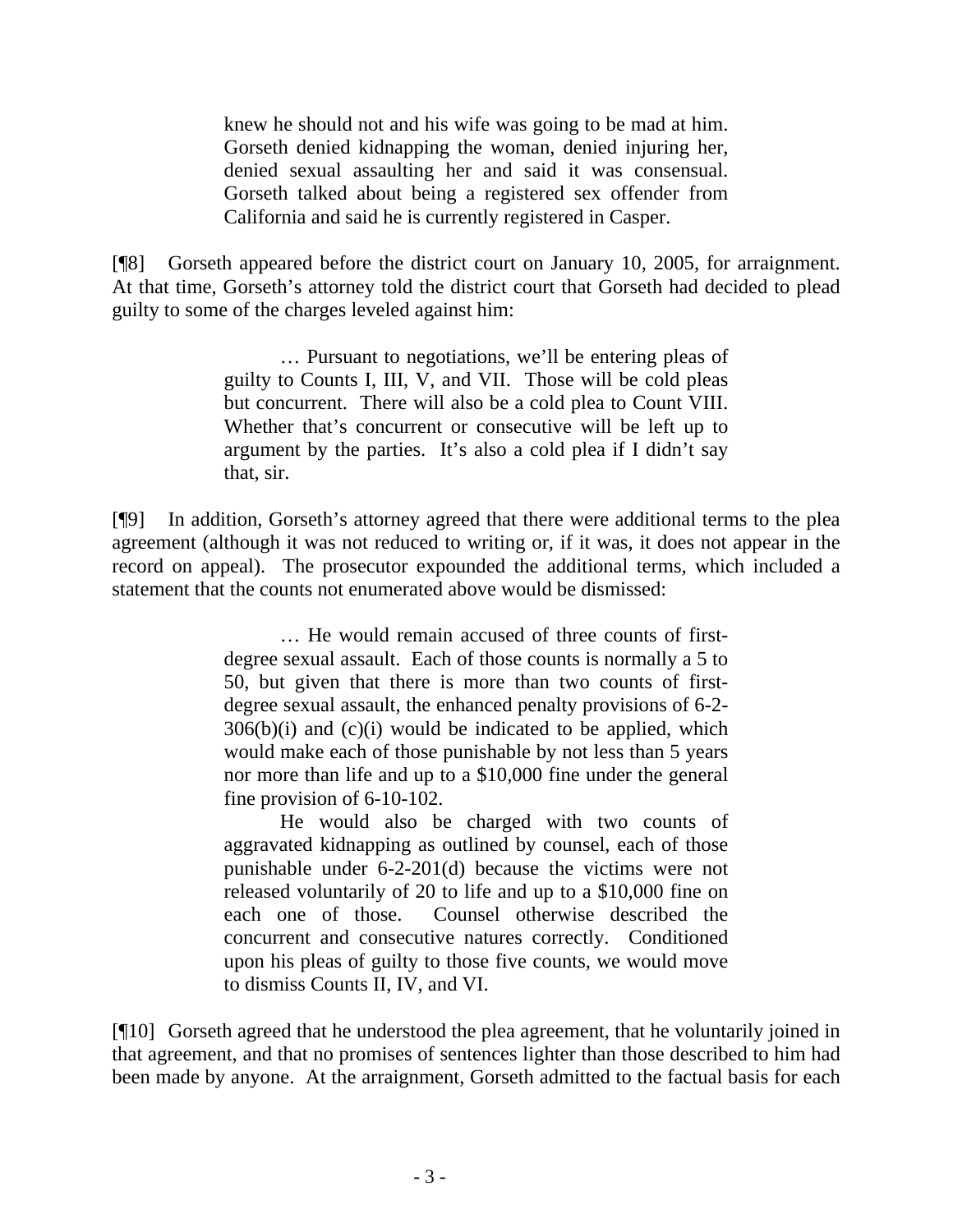> knew he should not and his wife was going to be mad at him. Gorseth denied kidnapping the woman, denied injuring her, denied sexual assaulting her and said it was consensual. Gorseth talked about being a registered sex offender from California and said he is currently registered in Casper.

[¶8] Gorseth appeared before the district court on January 10, 2005, for arraignment. At that time, Gorseth's attorney told the district court that Gorseth had decided to plead guilty to some of the charges leveled against him:

> … Pursuant to negotiations, we'll be entering pleas of guilty to Counts I, III, V, and VII. Those will be cold pleas but concurrent. There will also be a cold plea to Count VIII. Whether that's concurrent or consecutive will be left up to argument by the parties. It's also a cold plea if I didn't say that, sir.

[¶9] In addition, Gorseth's attorney agreed that there were additional terms to the plea agreement (although it was not reduced to writing or, if it was, it does not appear in the record on appeal). The prosecutor expounded the additional terms, which included a statement that the counts not enumerated above would be dismissed:

> … He would remain accused of three counts of first-degree sexual assault. Each of those counts is normally a 5 to 50, but given that there is more than two counts of first-degree sexual assault, the enhanced penalty provisions of 6-2-306(b)(i) and (c)(i) would be indicated to be applied, which would make each of those punishable by not less than 5 years nor more than life and up to a $10,000 fine under the general fine provision of 6-10-102.
>
> He would also be charged with two counts of aggravated kidnapping as outlined by counsel, each of those punishable under 6-2-201(d) because the victims were not released voluntarily of 20 to life and up to a $10,000 fine on each one of those. Counsel otherwise described the concurrent and consecutive natures correctly. Conditioned upon his pleas of guilty to those five counts, we would move to dismiss Counts II, IV, and VI.

[¶10] Gorseth agreed that he understood the plea agreement, that he voluntarily joined in that agreement, and that no promises of sentences lighter than those described to him had been made by anyone. At the arraignment, Gorseth admitted to the factual basis for each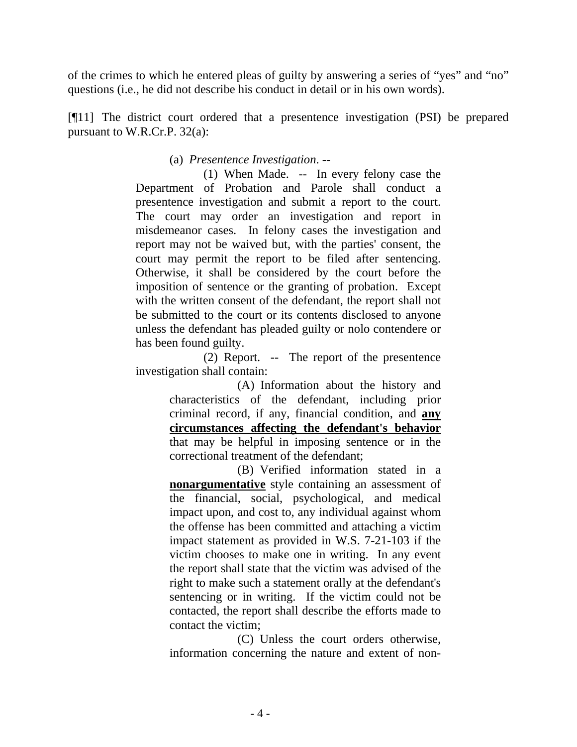of the crimes to which he entered pleas of guilty by answering a series of "yes" and "no" questions (i.e., he did not describe his conduct in detail or in his own words).

[¶11] The district court ordered that a presentence investigation (PSI) be prepared pursuant to W.R.Cr.P. 32(a):

> (a) *Presentence Investigation*. --
>
> (1) When Made. -- In every felony case the Department of Probation and Parole shall conduct a presentence investigation and submit a report to the court. The court may order an investigation and report in misdemeanor cases. In felony cases the investigation and report may not be waived but, with the parties' consent, the court may permit the report to be filed after sentencing. Otherwise, it shall be considered by the court before the imposition of sentence or the granting of probation. Except with the written consent of the defendant, the report shall not be submitted to the court or its contents disclosed to anyone unless the defendant has pleaded guilty or nolo contendere or has been found guilty.
>
> (2) Report. -- The report of the presentence investigation shall contain:
>
> > (A) Information about the history and characteristics of the defendant, including prior criminal record, if any, financial condition, and **any circumstances affecting the defendant's behavior** that may be helpful in imposing sentence or in the correctional treatment of the defendant;
> >
> > (B) Verified information stated in a **nonargumentative** style containing an assessment of the financial, social, psychological, and medical impact upon, and cost to, any individual against whom the offense has been committed and attaching a victim impact statement as provided in W.S. 7-21-103 if the victim chooses to make one in writing. In any event the report shall state that the victim was advised of the right to make such a statement orally at the defendant's sentencing or in writing. If the victim could not be contacted, the report shall describe the efforts made to contact the victim;
> >
> > (C) Unless the court orders otherwise, information concerning the nature and extent of non-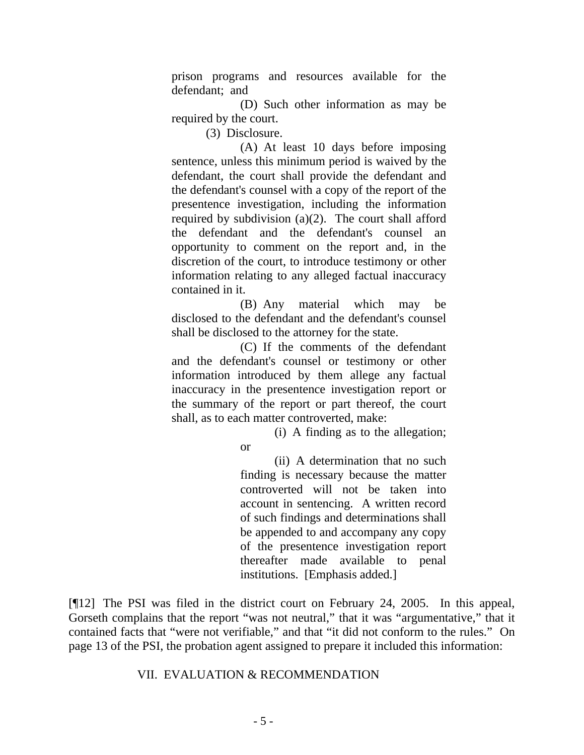> prison programs and resources available for the defendant; and
>
> (D) Such other information as may be required by the court.
>
> (3) Disclosure.
>
> (A) At least 10 days before imposing sentence, unless this minimum period is waived by the defendant, the court shall provide the defendant and the defendant's counsel with a copy of the report of the presentence investigation, including the information required by subdivision (a)(2). The court shall afford the defendant and the defendant's counsel an opportunity to comment on the report and, in the discretion of the court, to introduce testimony or other information relating to any alleged factual inaccuracy contained in it.
>
> (B) Any material which may be disclosed to the defendant and the defendant's counsel shall be disclosed to the attorney for the state.
>
> (C) If the comments of the defendant and the defendant's counsel or testimony or other information introduced by them allege any factual inaccuracy in the presentence investigation report or the summary of the report or part thereof, the court shall, as to each matter controverted, make:
>
> > (i) A finding as to the allegation; or
> >
> > (ii) A determination that no such finding is necessary because the matter controverted will not be taken into account in sentencing. A written record of such findings and determinations shall be appended to and accompany any copy of the presentence investigation report thereafter made available to penal institutions. [Emphasis added.]

[¶12] The PSI was filed in the district court on February 24, 2005. In this appeal, Gorseth complains that the report "was not neutral," that it was "argumentative," that it contained facts that "were not verifiable," and that "it did not conform to the rules." On page 13 of the PSI, the probation agent assigned to prepare it included this information:

> VII. EVALUATION & RECOMMENDATION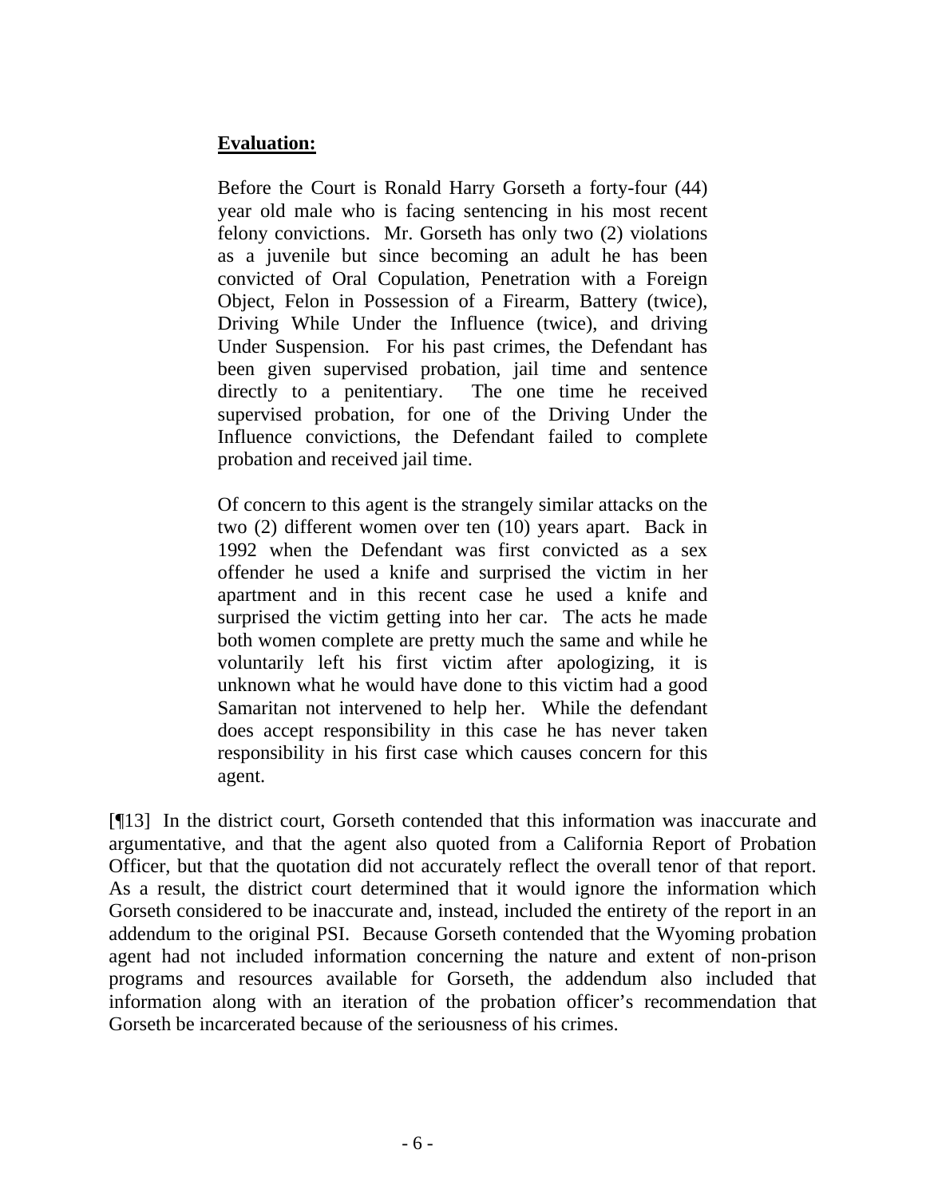> **Evaluation:**
>
> Before the Court is Ronald Harry Gorseth a forty-four (44) year old male who is facing sentencing in his most recent felony convictions. Mr. Gorseth has only two (2) violations as a juvenile but since becoming an adult he has been convicted of Oral Copulation, Penetration with a Foreign Object, Felon in Possession of a Firearm, Battery (twice), Driving While Under the Influence (twice), and driving Under Suspension. For his past crimes, the Defendant has been given supervised probation, jail time and sentence directly to a penitentiary. The one time he received supervised probation, for one of the Driving Under the Influence convictions, the Defendant failed to complete probation and received jail time.
>
> Of concern to this agent is the strangely similar attacks on the two (2) different women over ten (10) years apart. Back in 1992 when the Defendant was first convicted as a sex offender he used a knife and surprised the victim in her apartment and in this recent case he used a knife and surprised the victim getting into her car. The acts he made both women complete are pretty much the same and while he voluntarily left his first victim after apologizing, it is unknown what he would have done to this victim had a good Samaritan not intervened to help her. While the defendant does accept responsibility in this case he has never taken responsibility in his first case which causes concern for this agent.

[¶13] In the district court, Gorseth contended that this information was inaccurate and argumentative, and that the agent also quoted from a California Report of Probation Officer, but that the quotation did not accurately reflect the overall tenor of that report. As a result, the district court determined that it would ignore the information which Gorseth considered to be inaccurate and, instead, included the entirety of the report in an addendum to the original PSI. Because Gorseth contended that the Wyoming probation agent had not included information concerning the nature and extent of non-prison programs and resources available for Gorseth, the addendum also included that information along with an iteration of the probation officer's recommendation that Gorseth be incarcerated because of the seriousness of his crimes.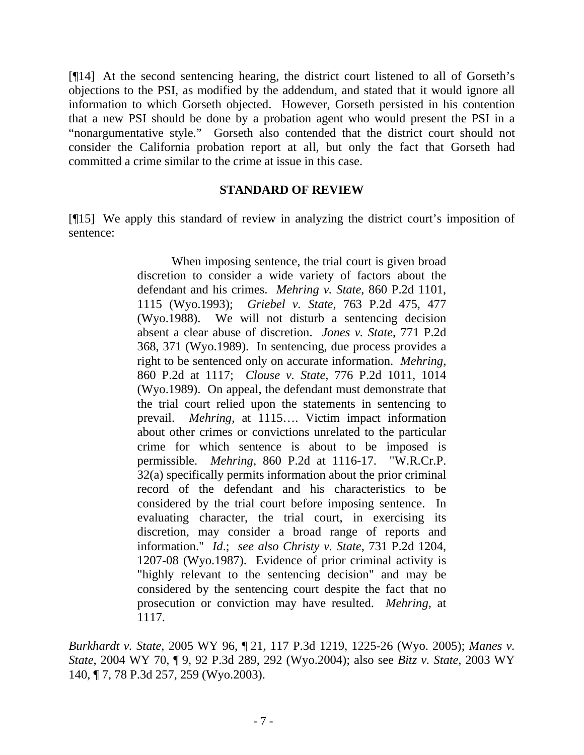[¶14] At the second sentencing hearing, the district court listened to all of Gorseth's objections to the PSI, as modified by the addendum, and stated that it would ignore all information to which Gorseth objected. However, Gorseth persisted in his contention that a new PSI should be done by a probation agent who would present the PSI in a "nonargumentative style." Gorseth also contended that the district court should not consider the California probation report at all, but only the fact that Gorseth had committed a crime similar to the crime at issue in this case.

**STANDARD OF REVIEW**

[¶15] We apply this standard of review in analyzing the district court's imposition of sentence:

> When imposing sentence, the trial court is given broad discretion to consider a wide variety of factors about the defendant and his crimes. *Mehring v. State*, 860 P.2d 1101, 1115 (Wyo.1993); *Griebel v. State*, 763 P.2d 475, 477 (Wyo.1988). We will not disturb a sentencing decision absent a clear abuse of discretion. *Jones v. State*, 771 P.2d 368, 371 (Wyo.1989). In sentencing, due process provides a right to be sentenced only on accurate information. *Mehring*, 860 P.2d at 1117; *Clouse v. State*, 776 P.2d 1011, 1014 (Wyo.1989). On appeal, the defendant must demonstrate that the trial court relied upon the statements in sentencing to prevail. *Mehring*, at 1115…. Victim impact information about other crimes or convictions unrelated to the particular crime for which sentence is about to be imposed is permissible. *Mehring*, 860 P.2d at 1116-17. "W.R.Cr.P. 32(a) specifically permits information about the prior criminal record of the defendant and his characteristics to be considered by the trial court before imposing sentence. In evaluating character, the trial court, in exercising its discretion, may consider a broad range of reports and information." *Id*.; *see also Christy v. State*, 731 P.2d 1204, 1207-08 (Wyo.1987). Evidence of prior criminal activity is "highly relevant to the sentencing decision" and may be considered by the sentencing court despite the fact that no prosecution or conviction may have resulted. *Mehring*, at 1117.

*Burkhardt v. State*, 2005 WY 96, ¶ 21, 117 P.3d 1219, 1225-26 (Wyo. 2005); *Manes v. State*, 2004 WY 70, ¶ 9, 92 P.3d 289, 292 (Wyo.2004); also see *Bitz v. State*, 2003 WY 140, ¶ 7, 78 P.3d 257, 259 (Wyo.2003).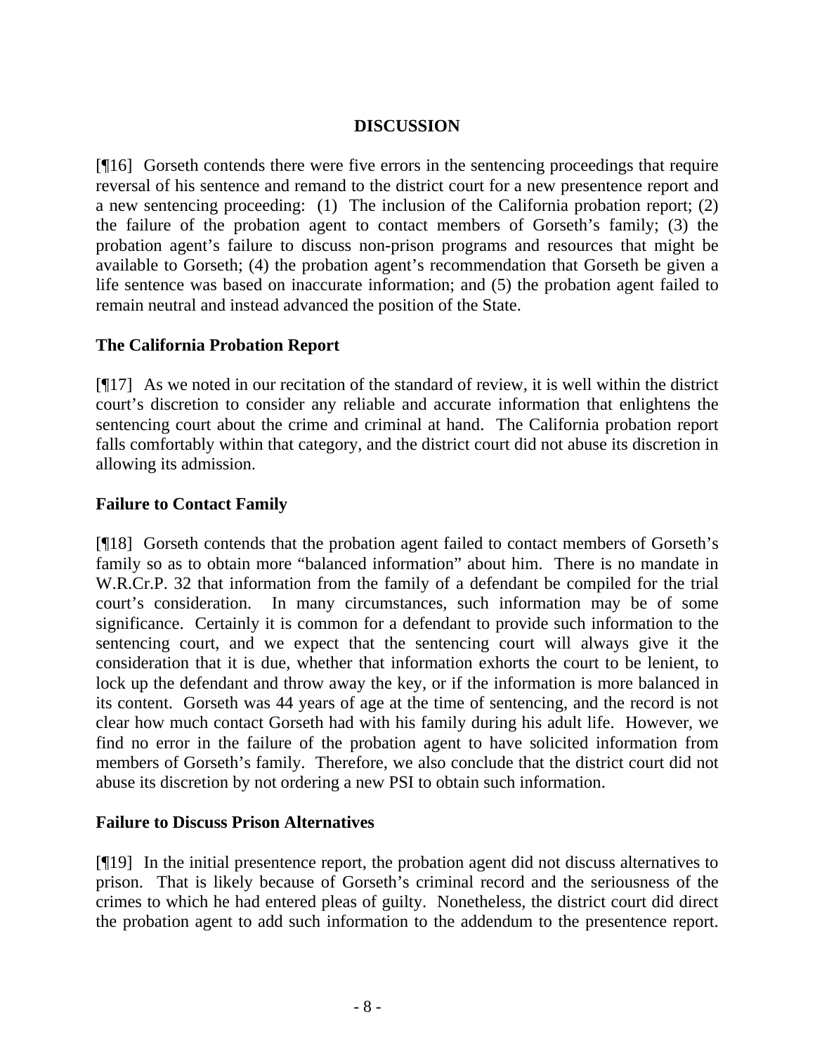## DISCUSSION

[¶16] Gorseth contends there were five errors in the sentencing proceedings that require reversal of his sentence and remand to the district court for a new presentence report and a new sentencing proceeding: (1) The inclusion of the California probation report; (2) the failure of the probation agent to contact members of Gorseth's family; (3) the probation agent's failure to discuss non-prison programs and resources that might be available to Gorseth; (4) the probation agent's recommendation that Gorseth be given a life sentence was based on inaccurate information; and (5) the probation agent failed to remain neutral and instead advanced the position of the State.

### The California Probation Report

[¶17] As we noted in our recitation of the standard of review, it is well within the district court's discretion to consider any reliable and accurate information that enlightens the sentencing court about the crime and criminal at hand. The California probation report falls comfortably within that category, and the district court did not abuse its discretion in allowing its admission.

### Failure to Contact Family

[¶18] Gorseth contends that the probation agent failed to contact members of Gorseth's family so as to obtain more "balanced information" about him. There is no mandate in W.R.Cr.P. 32 that information from the family of a defendant be compiled for the trial court's consideration. In many circumstances, such information may be of some significance. Certainly it is common for a defendant to provide such information to the sentencing court, and we expect that the sentencing court will always give it the consideration that it is due, whether that information exhorts the court to be lenient, to lock up the defendant and throw away the key, or if the information is more balanced in its content. Gorseth was 44 years of age at the time of sentencing, and the record is not clear how much contact Gorseth had with his family during his adult life. However, we find no error in the failure of the probation agent to have solicited information from members of Gorseth's family. Therefore, we also conclude that the district court did not abuse its discretion by not ordering a new PSI to obtain such information.

### Failure to Discuss Prison Alternatives

[¶19] In the initial presentence report, the probation agent did not discuss alternatives to prison. That is likely because of Gorseth's criminal record and the seriousness of the crimes to which he had entered pleas of guilty. Nonetheless, the district court did direct the probation agent to add such information to the addendum to the presentence report.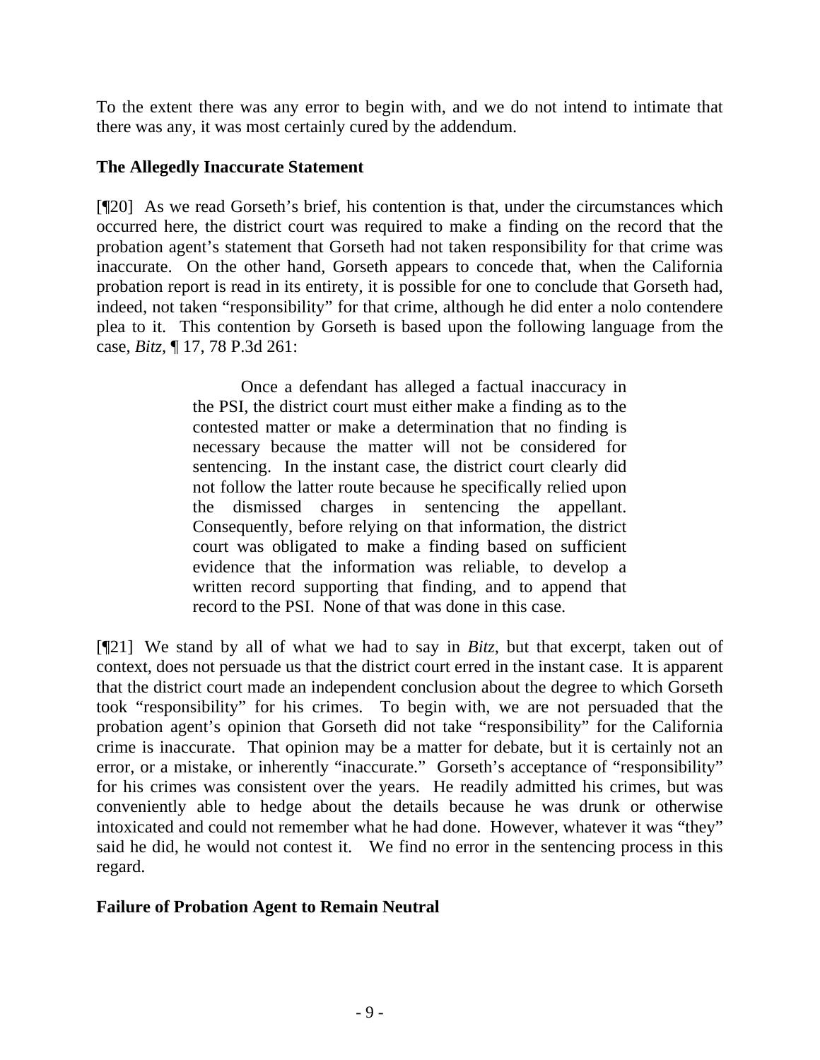To the extent there was any error to begin with, and we do not intend to intimate that there was any, it was most certainly cured by the addendum.

**The Allegedly Inaccurate Statement**

[¶20] As we read Gorseth's brief, his contention is that, under the circumstances which occurred here, the district court was required to make a finding on the record that the probation agent's statement that Gorseth had not taken responsibility for that crime was inaccurate. On the other hand, Gorseth appears to concede that, when the California probation report is read in its entirety, it is possible for one to conclude that Gorseth had, indeed, not taken "responsibility" for that crime, although he did enter a nolo contendere plea to it. This contention by Gorseth is based upon the following language from the case, *Bitz*, ¶ 17, 78 P.3d 261:

> Once a defendant has alleged a factual inaccuracy in the PSI, the district court must either make a finding as to the contested matter or make a determination that no finding is necessary because the matter will not be considered for sentencing. In the instant case, the district court clearly did not follow the latter route because he specifically relied upon the dismissed charges in sentencing the appellant. Consequently, before relying on that information, the district court was obligated to make a finding based on sufficient evidence that the information was reliable, to develop a written record supporting that finding, and to append that record to the PSI. None of that was done in this case.

[¶21] We stand by all of what we had to say in *Bitz*, but that excerpt, taken out of context, does not persuade us that the district court erred in the instant case. It is apparent that the district court made an independent conclusion about the degree to which Gorseth took "responsibility" for his crimes. To begin with, we are not persuaded that the probation agent's opinion that Gorseth did not take "responsibility" for the California crime is inaccurate. That opinion may be a matter for debate, but it is certainly not an error, or a mistake, or inherently "inaccurate." Gorseth's acceptance of "responsibility" for his crimes was consistent over the years. He readily admitted his crimes, but was conveniently able to hedge about the details because he was drunk or otherwise intoxicated and could not remember what he had done. However, whatever it was "they" said he did, he would not contest it. We find no error in the sentencing process in this regard.

**Failure of Probation Agent to Remain Neutral**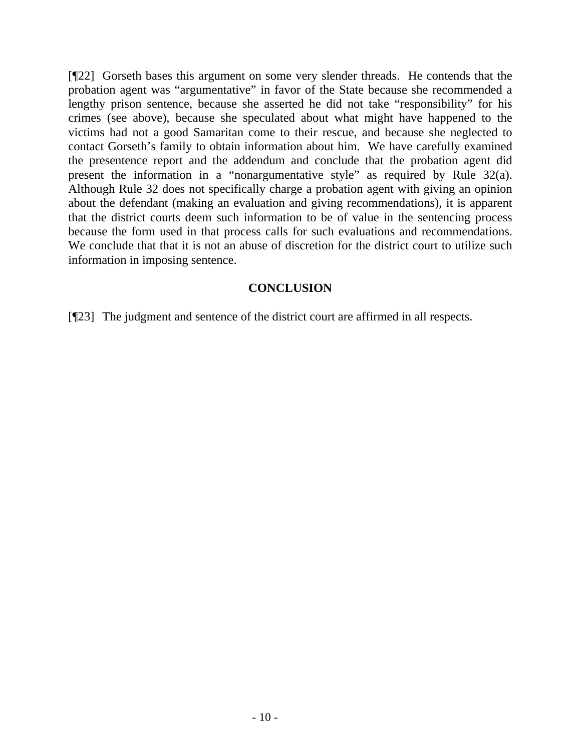[¶22] Gorseth bases this argument on some very slender threads. He contends that the probation agent was "argumentative" in favor of the State because she recommended a lengthy prison sentence, because she asserted he did not take "responsibility" for his crimes (see above), because she speculated about what might have happened to the victims had not a good Samaritan come to their rescue, and because she neglected to contact Gorseth's family to obtain information about him. We have carefully examined the presentence report and the addendum and conclude that the probation agent did present the information in a "nonargumentative style" as required by Rule 32(a). Although Rule 32 does not specifically charge a probation agent with giving an opinion about the defendant (making an evaluation and giving recommendations), it is apparent that the district courts deem such information to be of value in the sentencing process because the form used in that process calls for such evaluations and recommendations. We conclude that that it is not an abuse of discretion for the district court to utilize such information in imposing sentence.

## CONCLUSION

[¶23] The judgment and sentence of the district court are affirmed in all respects.